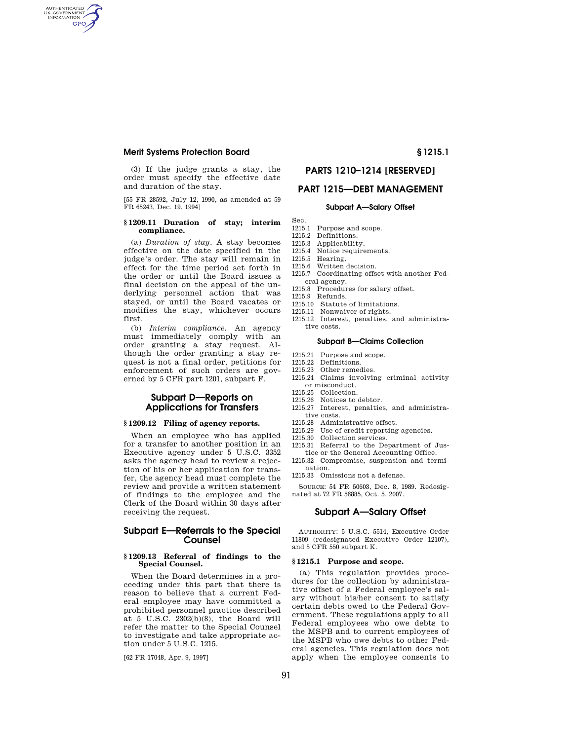(3) If the judge grants a stay, the order must specify the effective date and duration of the stay.

[55 FR 28592, July 12, 1990, as amended at 59 FR 65243, Dec. 19, 1994]

### § 1209.11 Duration of stay; interim compliance.

(a) *Duration of stay.* A stay becomes effective on the date specified in the judge's order. The stay will remain in effect for the time period set forth in the order or until the Board issues a final decision on the appeal of the underlying personnel action that was stayed, or until the Board vacates or modifies the stay, whichever occurs first.

(b) *Interim compliance.* An agency must immediately comply with an order granting a stay request. Although the order granting a stay request is not a final order, petitions for enforcement of such orders are governed by 5 CFR part 1201, subpart F.

## Subpart D—Reports on Applications for Transfers

### § 1209.12 Filing of agency reports.

When an employee who has applied for a transfer to another position in an Executive agency under 5 U.S.C. 3352 asks the agency head to review a rejection of his or her application for transfer, the agency head must complete the review and provide a written statement of findings to the employee and the Clerk of the Board within 30 days after receiving the request.

## Subpart E—Referrals to the Special Counsel

### § 1209.13 Referral of findings to the Special Counsel.

When the Board determines in a proceeding under this part that there is reason to believe that a current Federal employee may have committed a prohibited personnel practice described at 5 U.S.C. 2302(b)(8), the Board will refer the matter to the Special Counsel to investigate and take appropriate action under 5 U.S.C. 1215.

[62 FR 17048, Apr. 9, 1997]

# PARTS 1210–1214 [RESERVED]

# PART 1215—DEBT MANAGEMENT

### Subpart A—Salary Offset

Sec.
1215.1 Purpose and scope.
1215.2 Definitions.
1215.3 Applicability.
1215.4 Notice requirements.
1215.5 Hearing.
1215.6 Written decision.
1215.7 Coordinating offset with another Federal agency.
1215.8 Procedures for salary offset.
1215.9 Refunds.
1215.10 Statute of limitations.
1215.11 Nonwaiver of rights.
1215.12 Interest, penalties, and administrative costs.

### Subpart B—Claims Collection

1215.21 Purpose and scope.
1215.22 Definitions.
1215.23 Other remedies.
1215.24 Claims involving criminal activity or misconduct.
1215.25 Collection.
1215.26 Notices to debtor.
1215.27 Interest, penalties, and administrative costs.
1215.28 Administrative offset.
1215.29 Use of credit reporting agencies.
1215.30 Collection services.
1215.31 Referral to the Department of Justice or the General Accounting Office.
1215.32 Compromise, suspension and termination.
1215.33 Omissions not a defense.

SOURCE: 54 FR 50603, Dec. 8, 1989. Redesignated at 72 FR 56885, Oct. 5, 2007.

## Subpart A—Salary Offset

AUTHORITY: 5 U.S.C. 5514, Executive Order 11809 (redesignated Executive Order 12107), and 5 CFR 550 subpart K.

### § 1215.1 Purpose and scope.

(a) This regulation provides procedures for the collection by administrative offset of a Federal employee's salary without his/her consent to satisfy certain debts owed to the Federal Government. These regulations apply to all Federal employees who owe debts to the MSPB and to current employees of the MSPB who owe debts to other Federal agencies. This regulation does not apply when the employee consents to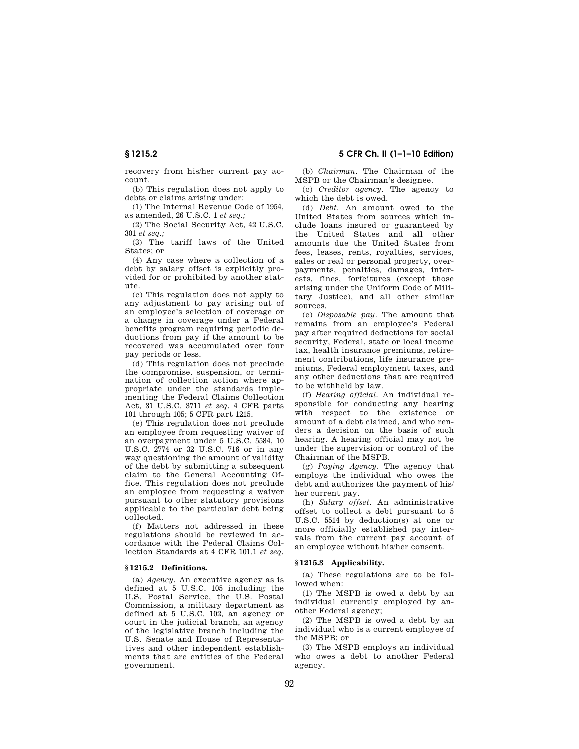recovery from his/her current pay account.

(b) This regulation does not apply to debts or claims arising under:

(1) The Internal Revenue Code of 1954, as amended, 26 U.S.C. 1 *et seq.;*

(2) The Social Security Act, 42 U.S.C. 301 *et seq.;*

(3) The tariff laws of the United States; or

(4) Any case where a collection of a debt by salary offset is explicitly provided for or prohibited by another statute.

(c) This regulation does not apply to any adjustment to pay arising out of an employee's selection of coverage or a change in coverage under a Federal benefits program requiring periodic deductions from pay if the amount to be recovered was accumulated over four pay periods or less.

(d) This regulation does not preclude the compromise, suspension, or termination of collection action where appropriate under the standards implementing the Federal Claims Collection Act, 31 U.S.C. 3711 *et seq.* 4 CFR parts 101 through 105; 5 CFR part 1215.

(e) This regulation does not preclude an employee from requesting waiver of an overpayment under 5 U.S.C. 5584, 10 U.S.C. 2774 or 32 U.S.C. 716 or in any way questioning the amount of validity of the debt by submitting a subsequent claim to the General Accounting Office. This regulation does not preclude an employee from requesting a waiver pursuant to other statutory provisions applicable to the particular debt being collected.

(f) Matters not addressed in these regulations should be reviewed in accordance with the Federal Claims Collection Standards at 4 CFR 101.1 *et seq.*

### § 1215.2 Definitions.

(a) *Agency.* An executive agency as is defined at 5 U.S.C. 105 including the U.S. Postal Service, the U.S. Postal Commission, a military department as defined at 5 U.S.C. 102, an agency or court in the judicial branch, an agency of the legislative branch including the U.S. Senate and House of Representatives and other independent establishments that are entities of the Federal government.

(b) *Chairman.* The Chairman of the MSPB or the Chairman's designee.

(c) *Creditor agency.* The agency to which the debt is owed.

(d) *Debt.* An amount owed to the United States from sources which include loans insured or guaranteed by the United States and all other amounts due the United States from fees, leases, rents, royalties, services, sales or real or personal property, overpayments, penalties, damages, interests, fines, forfeitures (except those arising under the Uniform Code of Military Justice), and all other similar sources.

(e) *Disposable pay.* The amount that remains from an employee's Federal pay after required deductions for social security, Federal, state or local income tax, health insurance premiums, retirement contributions, life insurance premiums, Federal employment taxes, and any other deductions that are required to be withheld by law.

(f) *Hearing official.* An individual responsible for conducting any hearing with respect to the existence or amount of a debt claimed, and who renders a decision on the basis of such hearing. A hearing official may not be under the supervision or control of the Chairman of the MSPB.

(g) *Paying Agency.* The agency that employs the individual who owes the debt and authorizes the payment of his/her current pay.

(h) *Salary offset.* An administrative offset to collect a debt pursuant to 5 U.S.C. 5514 by deduction(s) at one or more officially established pay intervals from the current pay account of an employee without his/her consent.

### § 1215.3 Applicability.

(a) These regulations are to be followed when:

(1) The MSPB is owed a debt by an individual currently employed by another Federal agency;

(2) The MSPB is owed a debt by an individual who is a current employee of the MSPB; or

(3) The MSPB employs an individual who owes a debt to another Federal agency.